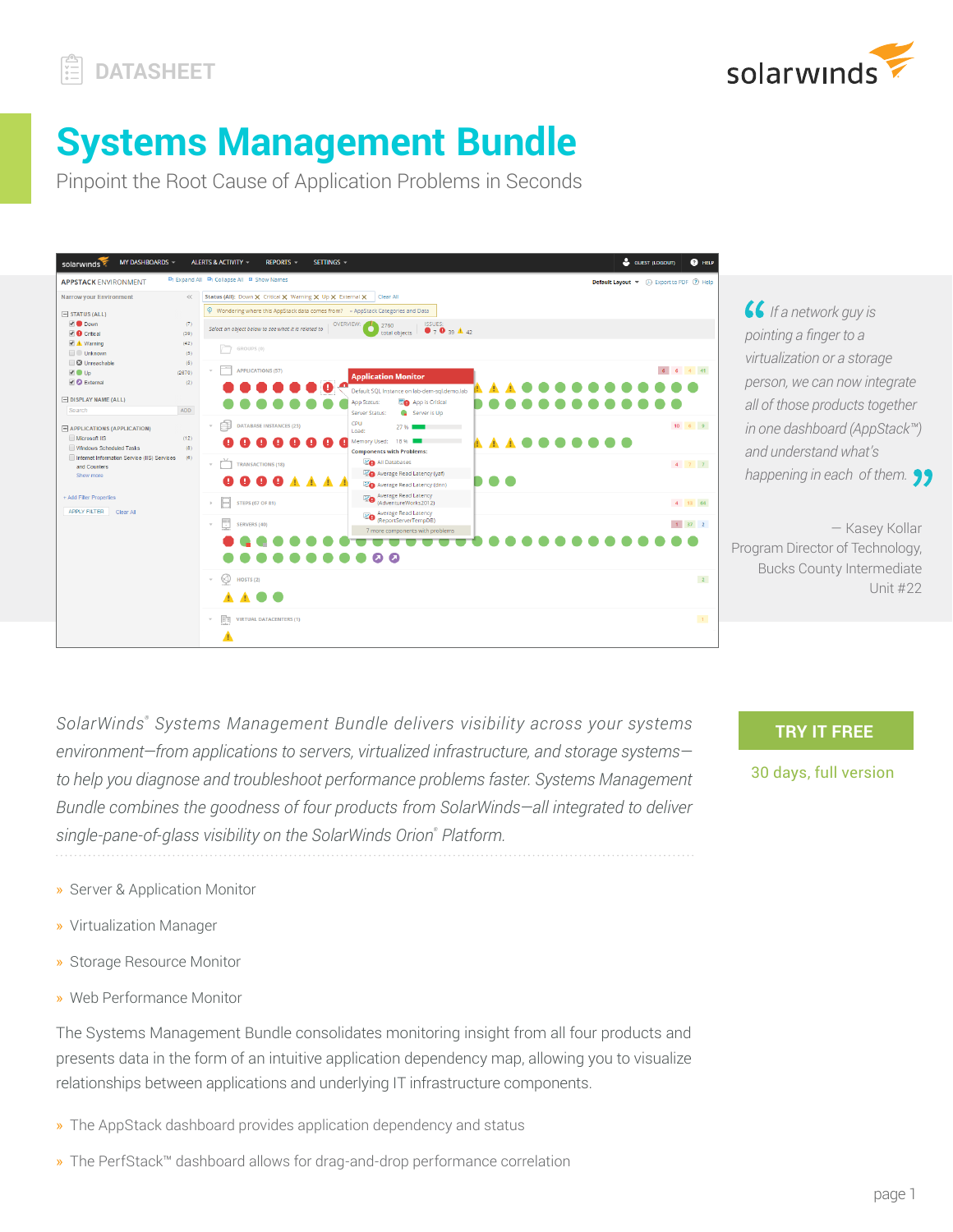DATASHEET

# Systems Management Bundle

Pinpoint the Root Cause of Application Problems in Seconds

*"If a network guy is pointing a finger to a virtualization or a storage person, we can now integrate all of those products together in one dashboard (AppStack™) and understand what's happening in each of them."*

— Kasey Kollar
Program Director of Technology,
Bucks County Intermediate
Unit #22

*SolarWinds® Systems Management Bundle delivers visibility across your systems environment—from applications to servers, virtualized infrastructure, and storage systems—to help you diagnose and troubleshoot performance problems faster. Systems Management Bundle combines the goodness of four products from SolarWinds—all integrated to deliver single-pane-of-glass visibility on the SolarWinds Orion® Platform.*

**TRY IT FREE**

30 days, full version

- Server & Application Monitor
- Virtualization Manager
- Storage Resource Monitor
- Web Performance Monitor

The Systems Management Bundle consolidates monitoring insight from all four products and presents data in the form of an intuitive application dependency map, allowing you to visualize relationships between applications and underlying IT infrastructure components.

- The AppStack dashboard provides application dependency and status
- The PerfStack™ dashboard allows for drag-and-drop performance correlation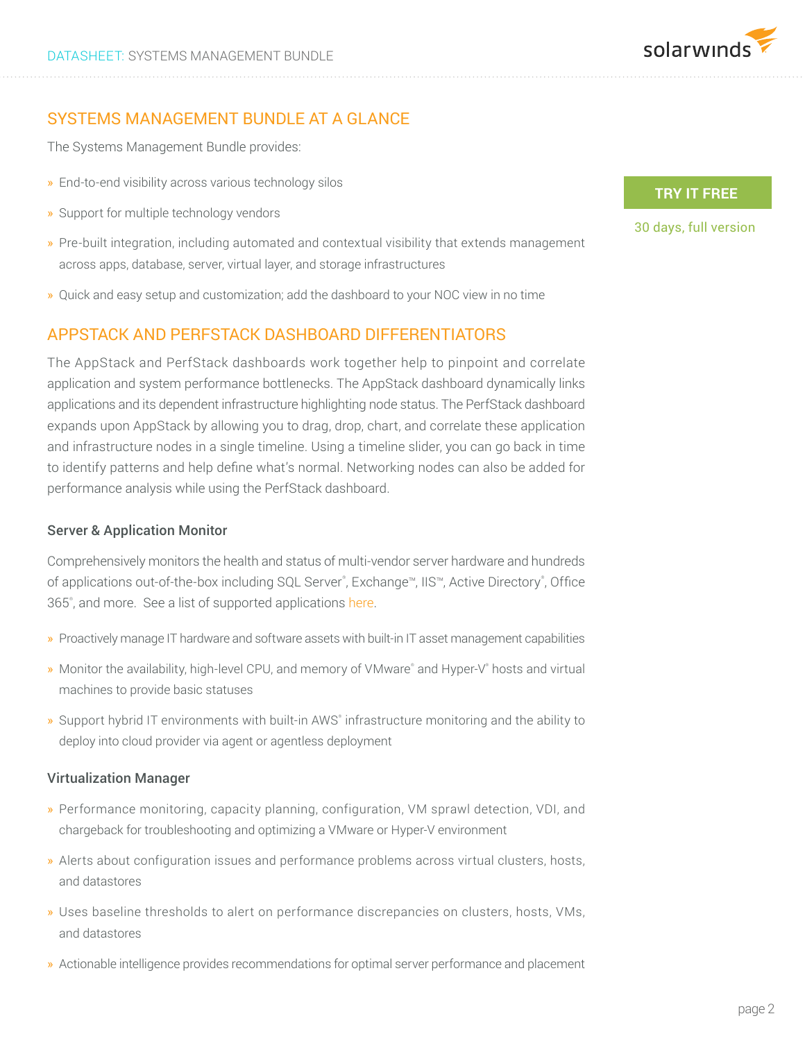## SYSTEMS MANAGEMENT BUNDLE AT A GLANCE

The Systems Management Bundle provides:

- End-to-end visibility across various technology silos
- Support for multiple technology vendors
- Pre-built integration, including automated and contextual visibility that extends management across apps, database, server, virtual layer, and storage infrastructures
- Quick and easy setup and customization; add the dashboard to your NOC view in no time

**TRY IT FREE**

30 days, full version

## APPSTACK AND PERFSTACK DASHBOARD DIFFERENTIATORS

The AppStack and PerfStack dashboards work together help to pinpoint and correlate application and system performance bottlenecks. The AppStack dashboard dynamically links applications and its dependent infrastructure highlighting node status. The PerfStack dashboard expands upon AppStack by allowing you to drag, drop, chart, and correlate these application and infrastructure nodes in a single timeline. Using a timeline slider, you can go back in time to identify patterns and help define what's normal. Networking nodes can also be added for performance analysis while using the PerfStack dashboard.

### Server & Application Monitor

Comprehensively monitors the health and status of multi-vendor server hardware and hundreds of applications out-of-the-box including SQL Server®, Exchange™, IIS™, Active Directory®, Office 365®, and more. See a list of supported applications here.

- Proactively manage IT hardware and software assets with built-in IT asset management capabilities
- Monitor the availability, high-level CPU, and memory of VMware® and Hyper-V® hosts and virtual machines to provide basic statuses
- Support hybrid IT environments with built-in AWS® infrastructure monitoring and the ability to deploy into cloud provider via agent or agentless deployment

### Virtualization Manager

- Performance monitoring, capacity planning, configuration, VM sprawl detection, VDI, and chargeback for troubleshooting and optimizing a VMware or Hyper-V environment
- Alerts about configuration issues and performance problems across virtual clusters, hosts, and datastores
- Uses baseline thresholds to alert on performance discrepancies on clusters, hosts, VMs, and datastores
- Actionable intelligence provides recommendations for optimal server performance and placement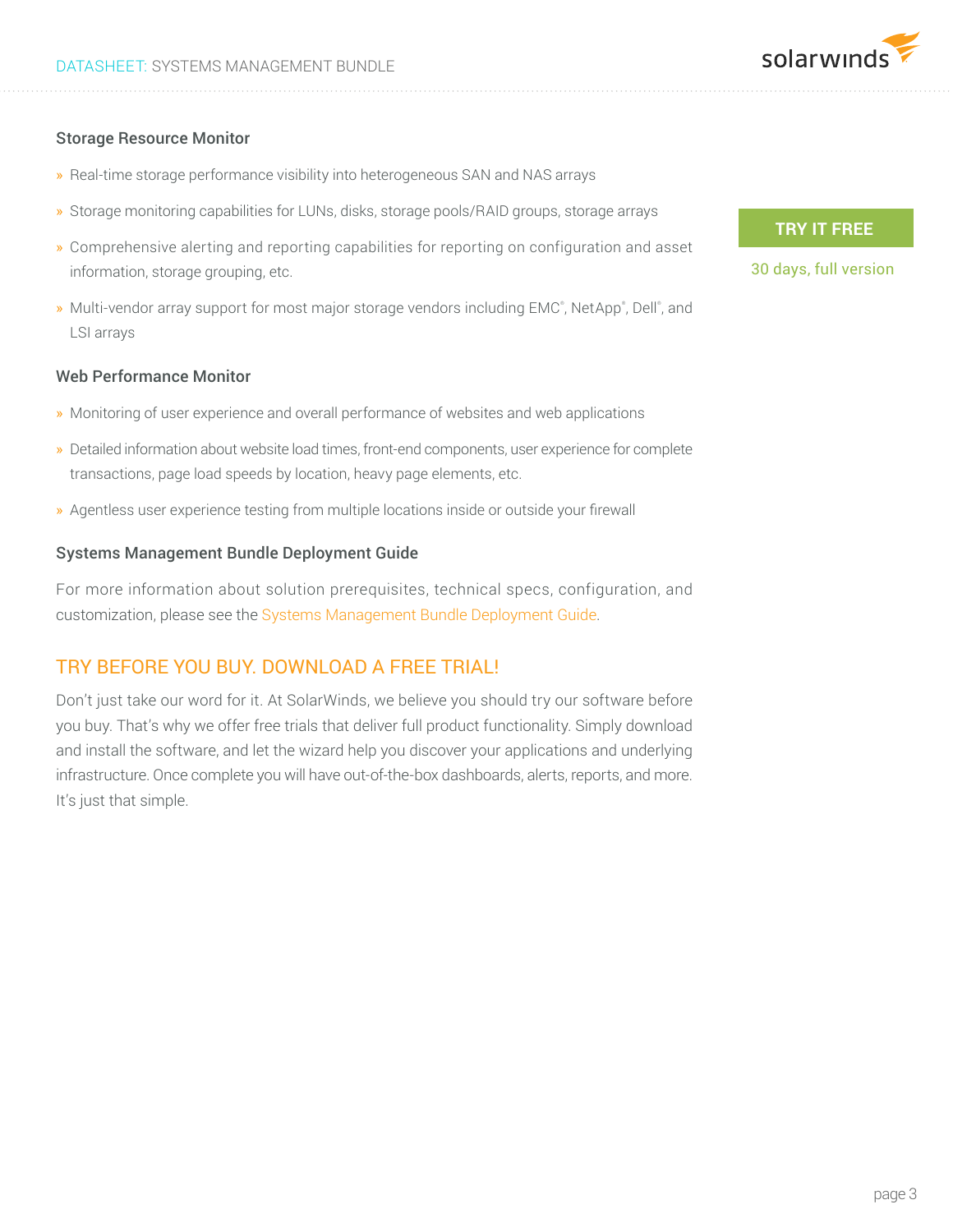### Storage Resource Monitor

- Real-time storage performance visibility into heterogeneous SAN and NAS arrays
- Storage monitoring capabilities for LUNs, disks, storage pools/RAID groups, storage arrays
- Comprehensive alerting and reporting capabilities for reporting on configuration and asset information, storage grouping, etc.
- Multi-vendor array support for most major storage vendors including EMC®, NetApp®, Dell®, and LSI arrays

**TRY IT FREE**

30 days, full version

### Web Performance Monitor

- Monitoring of user experience and overall performance of websites and web applications
- Detailed information about website load times, front-end components, user experience for complete transactions, page load speeds by location, heavy page elements, etc.
- Agentless user experience testing from multiple locations inside or outside your firewall

### Systems Management Bundle Deployment Guide

For more information about solution prerequisites, technical specs, configuration, and customization, please see the Systems Management Bundle Deployment Guide.

## TRY BEFORE YOU BUY. DOWNLOAD A FREE TRIAL!

Don't just take our word for it. At SolarWinds, we believe you should try our software before you buy. That's why we offer free trials that deliver full product functionality. Simply download and install the software, and let the wizard help you discover your applications and underlying infrastructure. Once complete you will have out-of-the-box dashboards, alerts, reports, and more. It's just that simple.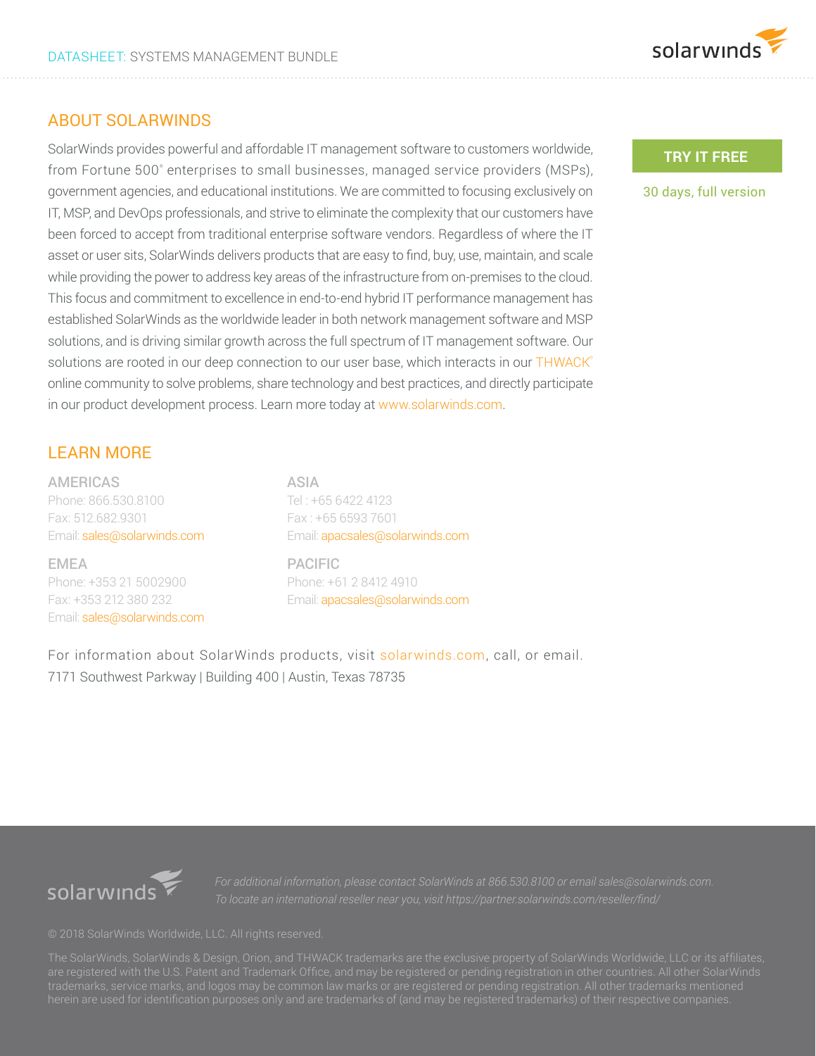## ABOUT SOLARWINDS

SolarWinds provides powerful and affordable IT management software to customers worldwide, from Fortune 500® enterprises to small businesses, managed service providers (MSPs), government agencies, and educational institutions. We are committed to focusing exclusively on IT, MSP, and DevOps professionals, and strive to eliminate the complexity that our customers have been forced to accept from traditional enterprise software vendors. Regardless of where the IT asset or user sits, SolarWinds delivers products that are easy to find, buy, use, maintain, and scale while providing the power to address key areas of the infrastructure from on-premises to the cloud. This focus and commitment to excellence in end-to-end hybrid IT performance management has established SolarWinds as the worldwide leader in both network management software and MSP solutions, and is driving similar growth across the full spectrum of IT management software. Our solutions are rooted in our deep connection to our user base, which interacts in our THWACK® online community to solve problems, share technology and best practices, and directly participate in our product development process. Learn more today at www.solarwinds.com.

**TRY IT FREE**

30 days, full version

## LEARN MORE

**AMERICAS**
Phone: 866.530.8100
Fax: 512.682.9301
Email: sales@solarwinds.com

**EMEA**
Phone: +353 21 5002900
Fax: +353 212 380 232
Email: sales@solarwinds.com

**ASIA**
Tel : +65 6422 4123
Fax : +65 6593 7601
Email: apacsales@solarwinds.com

**PACIFIC**
Phone: +61 2 8412 4910
Email: apacsales@solarwinds.com

For information about SolarWinds products, visit solarwinds.com, call, or email.
7171 Southwest Parkway | Building 400 | Austin, Texas 78735

*For additional information, please contact SolarWinds at 866.530.8100 or email sales@solarwinds.com.*
*To locate an international reseller near you, visit https://partner.solarwinds.com/reseller/find/*

© 2018 SolarWinds Worldwide, LLC. All rights reserved.

The SolarWinds, SolarWinds & Design, Orion, and THWACK trademarks are the exclusive property of SolarWinds Worldwide, LLC or its affiliates, are registered with the U.S. Patent and Trademark Office, and may be registered or pending registration in other countries. All other SolarWinds trademarks, service marks, and logos may be common law marks or are registered or pending registration. All other trademarks mentioned herein are used for identification purposes only and are trademarks of (and may be registered trademarks) of their respective companies.